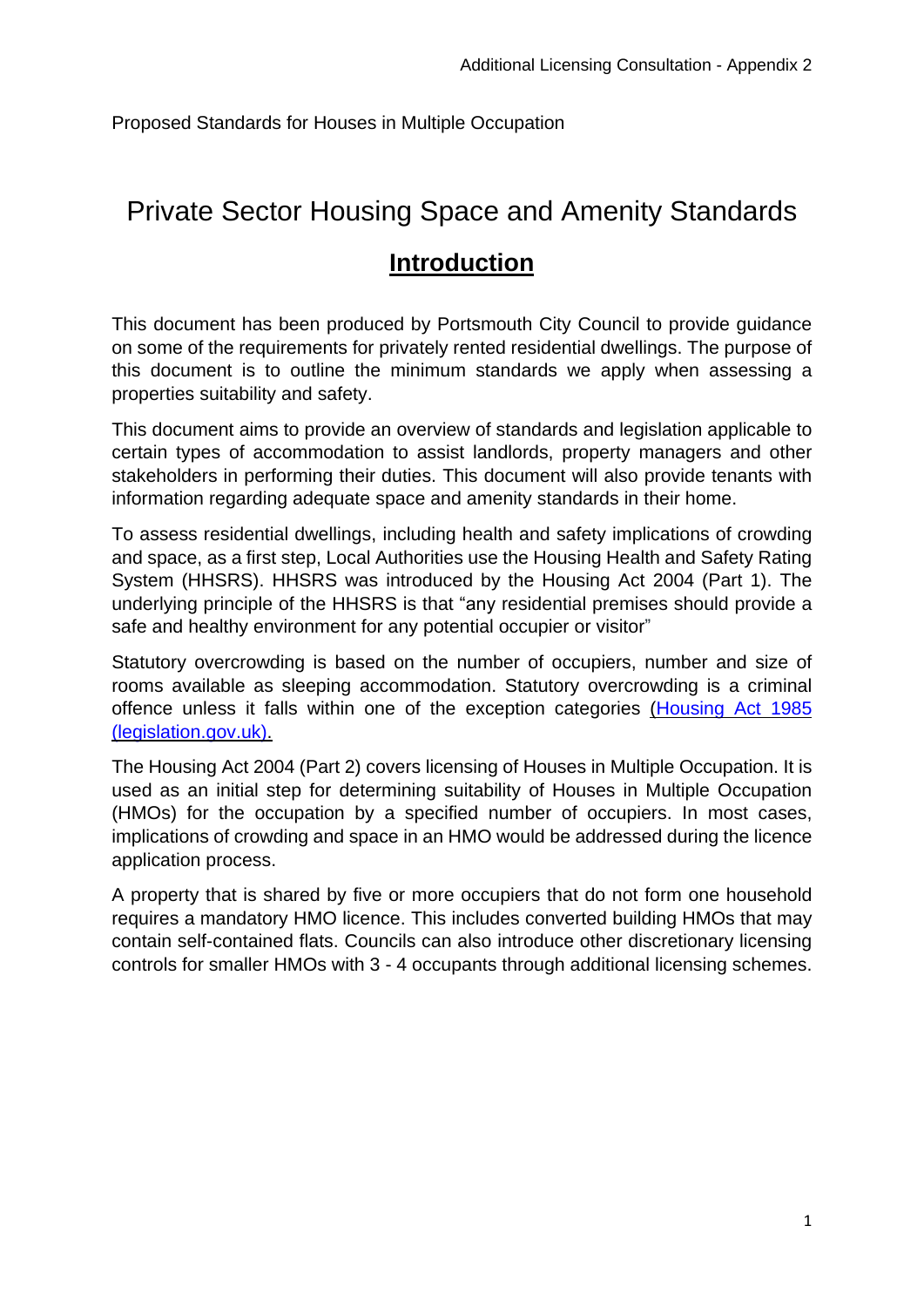Proposed Standards for Houses in Multiple Occupation

# Private Sector Housing Space and Amenity Standards

## Introduction

This document has been produced by Portsmouth City Council to provide guidance on some of the requirements for privately rented residential dwellings. The purpose of this document is to outline the minimum standards we apply when assessing a properties suitability and safety.

This document aims to provide an overview of standards and legislation applicable to certain types of accommodation to assist landlords, property managers and other stakeholders in performing their duties. This document will also provide tenants with information regarding adequate space and amenity standards in their home.

To assess residential dwellings, including health and safety implications of crowding and space, as a first step, Local Authorities use the Housing Health and Safety Rating System (HHSRS). HHSRS was introduced by the Housing Act 2004 (Part 1). The underlying principle of the HHSRS is that "any residential premises should provide a safe and healthy environment for any potential occupier or visitor"

Statutory overcrowding is based on the number of occupiers, number and size of rooms available as sleeping accommodation. Statutory overcrowding is a criminal offence unless it falls within one of the exception categories (Housing Act 1985 (legislation.gov.uk).

The Housing Act 2004 (Part 2) covers licensing of Houses in Multiple Occupation. It is used as an initial step for determining suitability of Houses in Multiple Occupation (HMOs) for the occupation by a specified number of occupiers. In most cases, implications of crowding and space in an HMO would be addressed during the licence application process.

A property that is shared by five or more occupiers that do not form one household requires a mandatory HMO licence. This includes converted building HMOs that may contain self-contained flats. Councils can also introduce other discretionary licensing controls for smaller HMOs with 3 - 4 occupants through additional licensing schemes.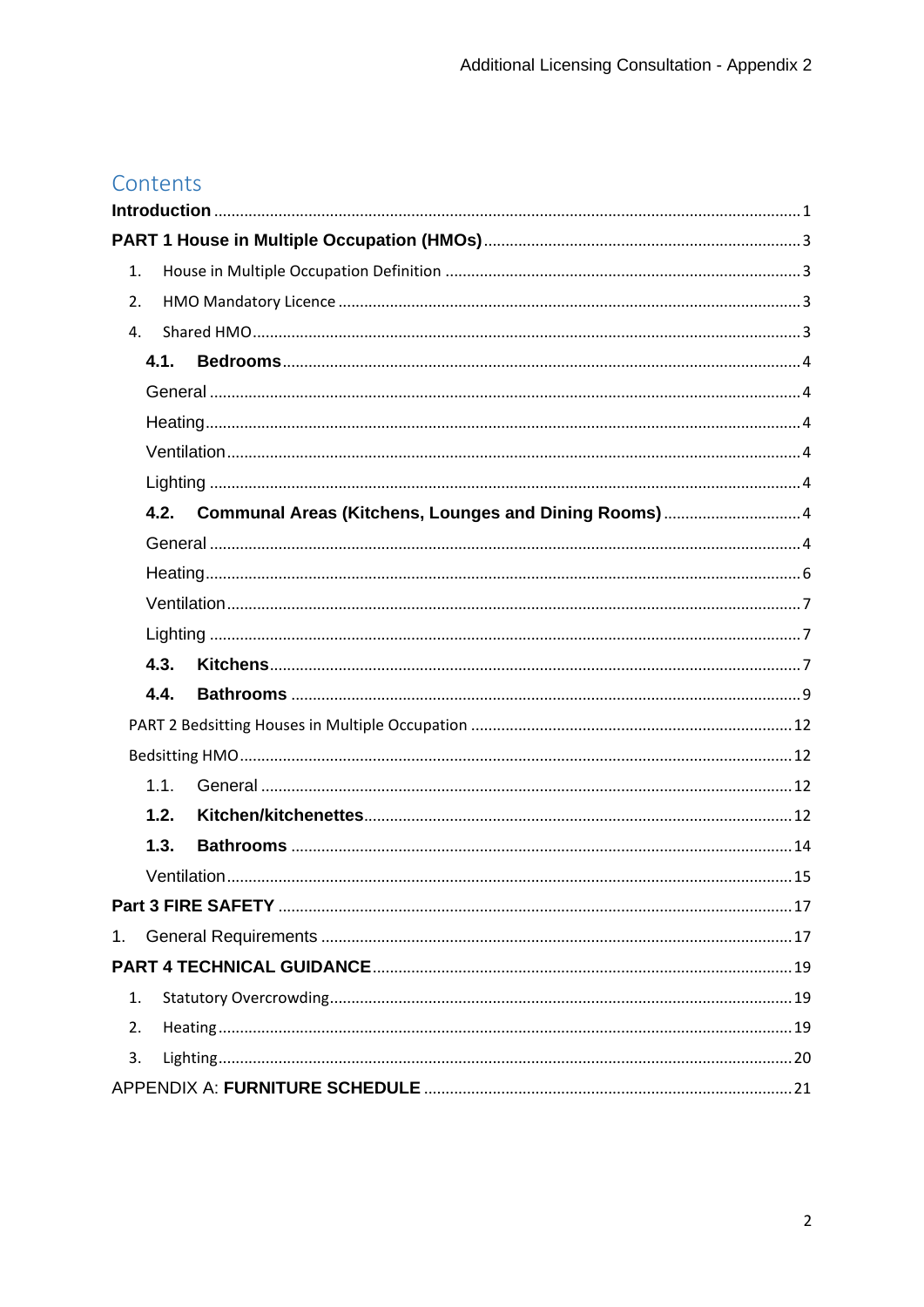# Contents

**Introduction** ........ 1

**PART 1 House in Multiple Occupation (HMOs)** ........ 3

1. House in Multiple Occupation Definition ........ 3
2. HMO Mandatory Licence ........ 3
4. Shared HMO ........ 3

**4.1. Bedrooms** ........ 4

General ........ 4

Heating ........ 4

Ventilation ........ 4

Lighting ........ 4

**4.2. Communal Areas (Kitchens, Lounges and Dining Rooms)** ........ 4

General ........ 4

Heating ........ 6

Ventilation ........ 7

Lighting ........ 7

**4.3. Kitchens** ........ 7

**4.4. Bathrooms** ........ 9

PART 2 Bedsitting Houses in Multiple Occupation ........ 12

Bedsitting HMO ........ 12

1.1. General ........ 12

**1.2. Kitchen/kitchenettes** ........ 12

**1.3. Bathrooms** ........ 14

Ventilation ........ 15

**Part 3 FIRE SAFETY** ........ 17

1. General Requirements ........ 17

**PART 4 TECHNICAL GUIDANCE** ........ 19

1. Statutory Overcrowding ........ 19
2. Heating ........ 19
3. Lighting ........ 20

APPENDIX A: **FURNITURE SCHEDULE** ........ 21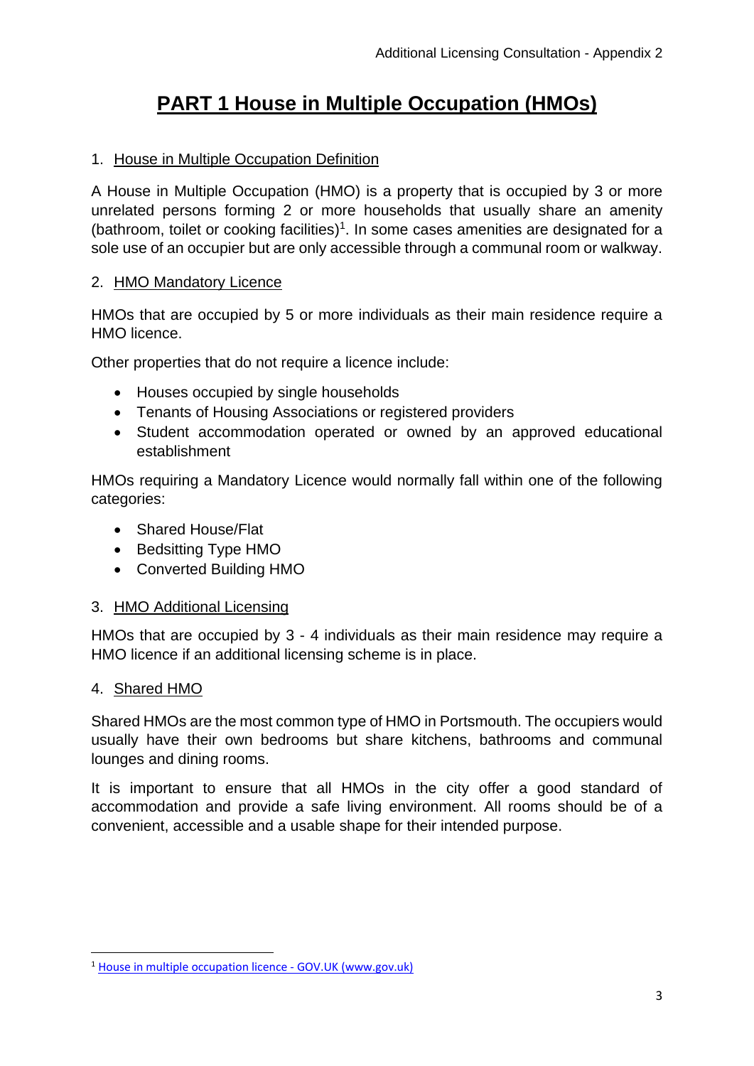# PART 1 House in Multiple Occupation (HMOs)

## 1. House in Multiple Occupation Definition

A House in Multiple Occupation (HMO) is a property that is occupied by 3 or more unrelated persons forming 2 or more households that usually share an amenity (bathroom, toilet or cooking facilities)[1]. In some cases amenities are designated for a sole use of an occupier but are only accessible through a communal room or walkway.

## 2. HMO Mandatory Licence

HMOs that are occupied by 5 or more individuals as their main residence require a HMO licence.

Other properties that do not require a licence include:

- Houses occupied by single households
- Tenants of Housing Associations or registered providers
- Student accommodation operated or owned by an approved educational establishment

HMOs requiring a Mandatory Licence would normally fall within one of the following categories:

- Shared House/Flat
- Bedsitting Type HMO
- Converted Building HMO

## 3. HMO Additional Licensing

HMOs that are occupied by 3 - 4 individuals as their main residence may require a HMO licence if an additional licensing scheme is in place.

## 4. Shared HMO

Shared HMOs are the most common type of HMO in Portsmouth. The occupiers would usually have their own bedrooms but share kitchens, bathrooms and communal lounges and dining rooms.

It is important to ensure that all HMOs in the city offer a good standard of accommodation and provide a safe living environment. All rooms should be of a convenient, accessible and a usable shape for their intended purpose.

---

[1] House in multiple occupation licence - GOV.UK (www.gov.uk)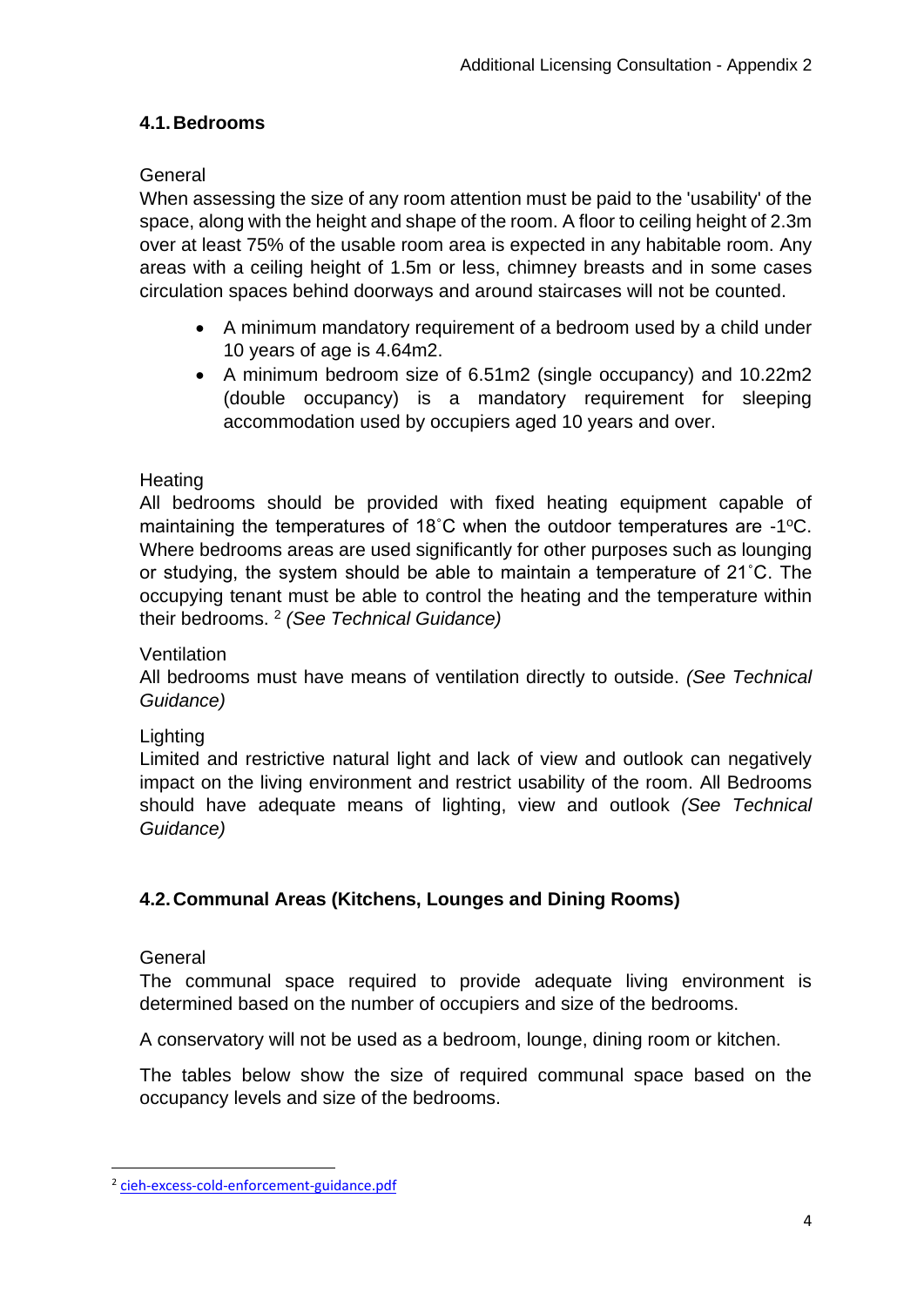### 4.1. Bedrooms

General

When assessing the size of any room attention must be paid to the 'usability' of the space, along with the height and shape of the room. A floor to ceiling height of 2.3m over at least 75% of the usable room area is expected in any habitable room. Any areas with a ceiling height of 1.5m or less, chimney breasts and in some cases circulation spaces behind doorways and around staircases will not be counted.

- A minimum mandatory requirement of a bedroom used by a child under 10 years of age is 4.64m2.
- A minimum bedroom size of 6.51m2 (single occupancy) and 10.22m2 (double occupancy) is a mandatory requirement for sleeping accommodation used by occupiers aged 10 years and over.

Heating

All bedrooms should be provided with fixed heating equipment capable of maintaining the temperatures of 18˚C when the outdoor temperatures are -1ºC. Where bedrooms areas are used significantly for other purposes such as lounging or studying, the system should be able to maintain a temperature of 21˚C. The occupying tenant must be able to control the heating and the temperature within their bedrooms. [2] *(See Technical Guidance)*

Ventilation

All bedrooms must have means of ventilation directly to outside. *(See Technical Guidance)*

Lighting

Limited and restrictive natural light and lack of view and outlook can negatively impact on the living environment and restrict usability of the room. All Bedrooms should have adequate means of lighting, view and outlook *(See Technical Guidance)*

### 4.2. Communal Areas (Kitchens, Lounges and Dining Rooms)

General

The communal space required to provide adequate living environment is determined based on the number of occupiers and size of the bedrooms.

A conservatory will not be used as a bedroom, lounge, dining room or kitchen.

The tables below show the size of required communal space based on the occupancy levels and size of the bedrooms.

[2] cieh-excess-cold-enforcement-guidance.pdf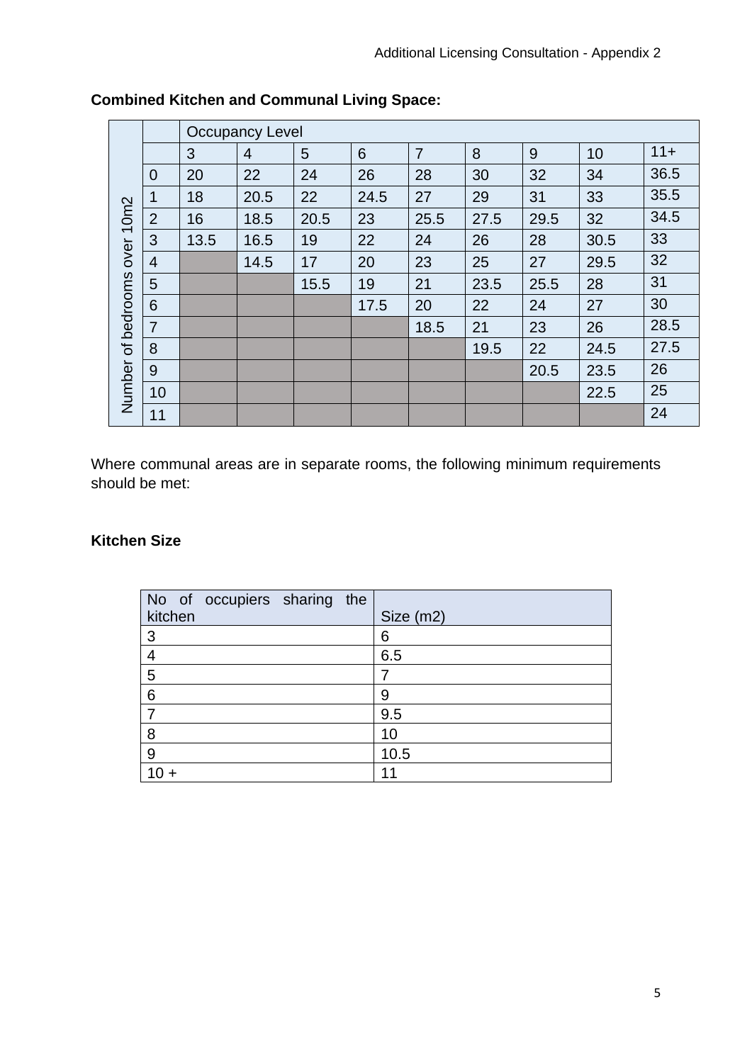**Combined Kitchen and Communal Living Space:**

| Number of bedrooms over 10m2 | | Occupancy Level | | | | | | | | |
|---|---|---|---|---|---|---|---|---|---|---|
| | | 3 | 4 | 5 | 6 | 7 | 8 | 9 | 10 | 11+ |
| | 0 | 20 | 22 | 24 | 26 | 28 | 30 | 32 | 34 | 36.5 |
| | 1 | 18 | 20.5 | 22 | 24.5 | 27 | 29 | 31 | 33 | 35.5 |
| | 2 | 16 | 18.5 | 20.5 | 23 | 25.5 | 27.5 | 29.5 | 32 | 34.5 |
| | 3 | 13.5 | 16.5 | 19 | 22 | 24 | 26 | 28 | 30.5 | 33 |
| | 4 | | 14.5 | 17 | 20 | 23 | 25 | 27 | 29.5 | 32 |
| | 5 | | | 15.5 | 19 | 21 | 23.5 | 25.5 | 28 | 31 |
| | 6 | | | | 17.5 | 20 | 22 | 24 | 27 | 30 |
| | 7 | | | | | 18.5 | 21 | 23 | 26 | 28.5 |
| | 8 | | | | | | 19.5 | 22 | 24.5 | 27.5 |
| | 9 | | | | | | | 20.5 | 23.5 | 26 |
| | 10 | | | | | | | | 22.5 | 25 |
| | 11 | | | | | | | | | 24 |

Where communal areas are in separate rooms, the following minimum requirements should be met:

**Kitchen Size**

| No of occupiers sharing the kitchen | Size (m2) |
|---|---|
| 3 | 6 |
| 4 | 6.5 |
| 5 | 7 |
| 6 | 9 |
| 7 | 9.5 |
| 8 | 10 |
| 9 | 10.5 |
| 10 + | 11 |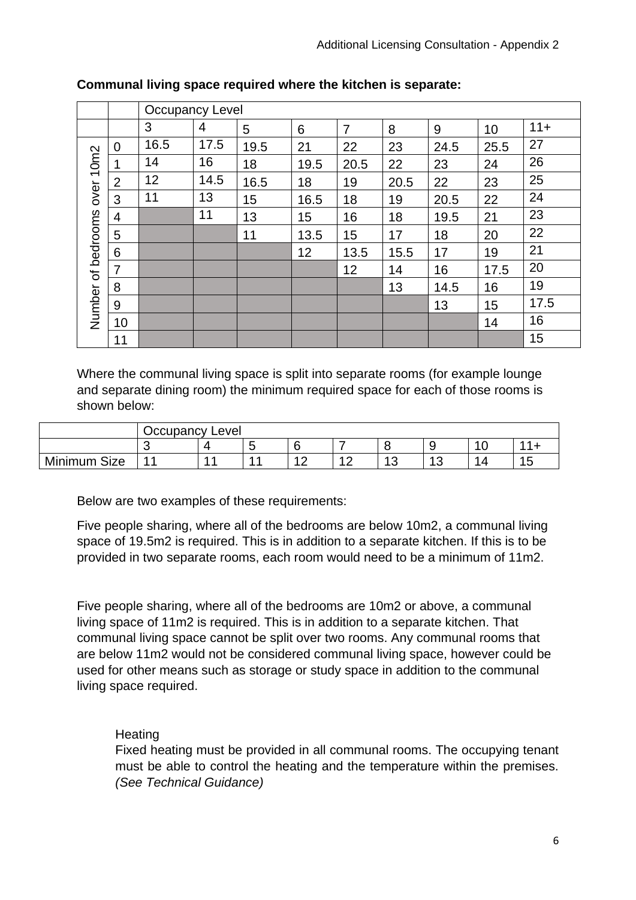**Communal living space required where the kitchen is separate:**

| | | Occupancy Level | | | | | | | | |
|---|---|---|---|---|---|---|---|---|---|---|
| | | 3 | 4 | 5 | 6 | 7 | 8 | 9 | 10 | 11+ |
| Number of bedrooms over 10m2 | 0 | 16.5 | 17.5 | 19.5 | 21 | 22 | 23 | 24.5 | 25.5 | 27 |
| | 1 | 14 | 16 | 18 | 19.5 | 20.5 | 22 | 23 | 24 | 26 |
| | 2 | 12 | 14.5 | 16.5 | 18 | 19 | 20.5 | 22 | 23 | 25 |
| | 3 | 11 | 13 | 15 | 16.5 | 18 | 19 | 20.5 | 22 | 24 |
| | 4 | | 11 | 13 | 15 | 16 | 18 | 19.5 | 21 | 23 |
| | 5 | | | 11 | 13.5 | 15 | 17 | 18 | 20 | 22 |
| | 6 | | | | 12 | 13.5 | 15.5 | 17 | 19 | 21 |
| | 7 | | | | | 12 | 14 | 16 | 17.5 | 20 |
| | 8 | | | | | | 13 | 14.5 | 16 | 19 |
| | 9 | | | | | | | 13 | 15 | 17.5 |
| | 10 | | | | | | | | 14 | 16 |
| | 11 | | | | | | | | | 15 |

Where the communal living space is split into separate rooms (for example lounge and separate dining room) the minimum required space for each of those rooms is shown below:

| | Occupancy Level | | | | | | | | |
|---|---|---|---|---|---|---|---|---|---|
| | 3 | 4 | 5 | 6 | 7 | 8 | 9 | 10 | 11+ |
| Minimum Size | 11 | 11 | 11 | 12 | 12 | 13 | 13 | 14 | 15 |

Below are two examples of these requirements:

Five people sharing, where all of the bedrooms are below 10m2, a communal living space of 19.5m2 is required. This is in addition to a separate kitchen. If this is to be provided in two separate rooms, each room would need to be a minimum of 11m2.

Five people sharing, where all of the bedrooms are 10m2 or above, a communal living space of 11m2 is required. This is in addition to a separate kitchen. That communal living space cannot be split over two rooms. Any communal rooms that are below 11m2 would not be considered communal living space, however could be used for other means such as storage or study space in addition to the communal living space required.

Heating

Fixed heating must be provided in all communal rooms. The occupying tenant must be able to control the heating and the temperature within the premises. *(See Technical Guidance)*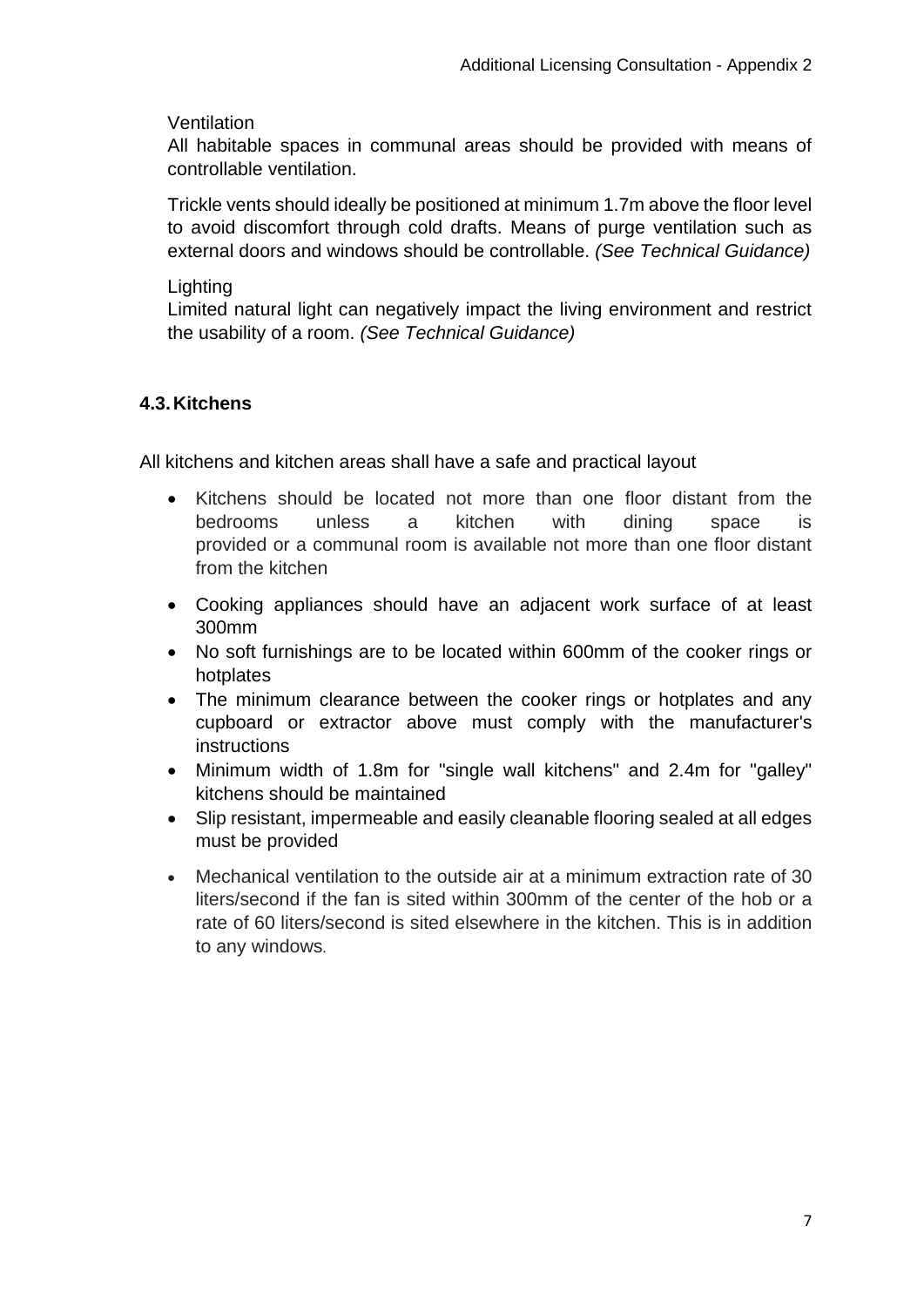Ventilation

All habitable spaces in communal areas should be provided with means of controllable ventilation.

Trickle vents should ideally be positioned at minimum 1.7m above the floor level to avoid discomfort through cold drafts. Means of purge ventilation such as external doors and windows should be controllable. *(See Technical Guidance)*

Lighting

Limited natural light can negatively impact the living environment and restrict the usability of a room. *(See Technical Guidance)*

## 4.3. Kitchens

All kitchens and kitchen areas shall have a safe and practical layout

- Kitchens should be located not more than one floor distant from the bedrooms unless a kitchen with dining space is provided or a communal room is available not more than one floor distant from the kitchen
- Cooking appliances should have an adjacent work surface of at least 300mm
- No soft furnishings are to be located within 600mm of the cooker rings or hotplates
- The minimum clearance between the cooker rings or hotplates and any cupboard or extractor above must comply with the manufacturer's instructions
- Minimum width of 1.8m for "single wall kitchens" and 2.4m for "galley" kitchens should be maintained
- Slip resistant, impermeable and easily cleanable flooring sealed at all edges must be provided
- Mechanical ventilation to the outside air at a minimum extraction rate of 30 liters/second if the fan is sited within 300mm of the center of the hob or a rate of 60 liters/second is sited elsewhere in the kitchen. This is in addition to any windows.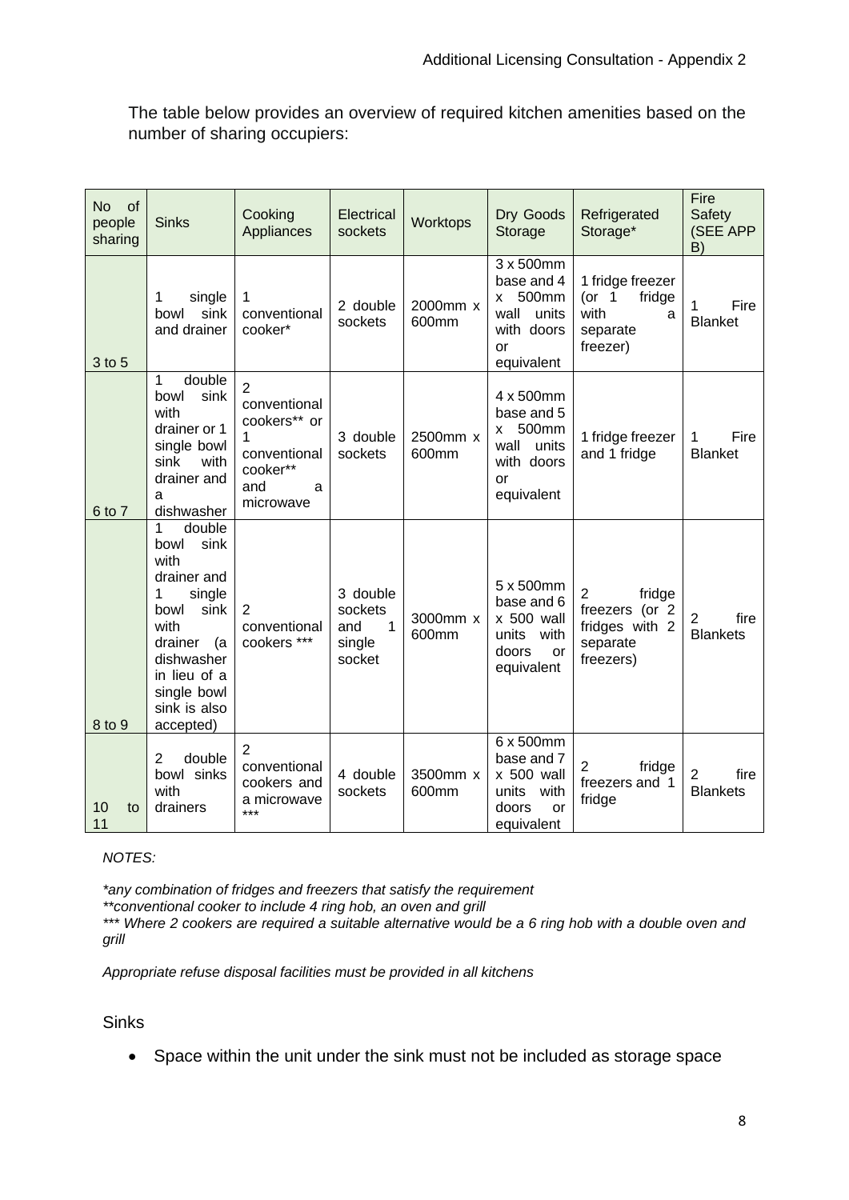The table below provides an overview of required kitchen amenities based on the number of sharing occupiers:

| No of people sharing | Sinks | Cooking Appliances | Electrical sockets | Worktops | Dry Goods Storage | Refrigerated Storage* | Fire Safety (SEE APP B) |
|---|---|---|---|---|---|---|---|
| 3 to 5 | 1 single bowl sink and drainer | 1 conventional cooker* | 2 double sockets | 2000mm x 600mm | 3 x 500mm base and 4 x 500mm wall units with doors or equivalent | 1 fridge freezer (or 1 fridge with a separate freezer) | 1 Fire Blanket |
| 6 to 7 | 1 double bowl sink with drainer or 1 single bowl sink with drainer and a dishwasher | 2 conventional cookers** or 1 conventional cooker** and a microwave | 3 double sockets | 2500mm x 600mm | 4 x 500mm base and 5 x 500mm wall units with doors or equivalent | 1 fridge freezer and 1 fridge | 1 Fire Blanket |
| 8 to 9 | 1 double bowl sink with drainer and 1 single bowl sink with drainer (a dishwasher in lieu of a single bowl sink is also accepted) | 2 conventional cookers *** | 3 double sockets and 1 single socket | 3000mm x 600mm | 5 x 500mm base and 6 x 500 wall units with doors or equivalent | 2 fridge freezers (or 2 fridges with 2 separate freezers) | 2 fire Blankets |
| 10 to 11 | 2 double bowl sinks with drainers | 2 conventional cookers and a microwave *** | 4 double sockets | 3500mm x 600mm | 6 x 500mm base and 7 x 500 wall units with doors or equivalent | 2 fridge freezers and 1 fridge | 2 fire Blankets |

*NOTES:*

*\*any combination of fridges and freezers that satisfy the requirement*
*\*\*conventional cooker to include 4 ring hob, an oven and grill*
*\*\*\* Where 2 cookers are required a suitable alternative would be a 6 ring hob with a double oven and grill*

*Appropriate refuse disposal facilities must be provided in all kitchens*

Sinks

- Space within the unit under the sink must not be included as storage space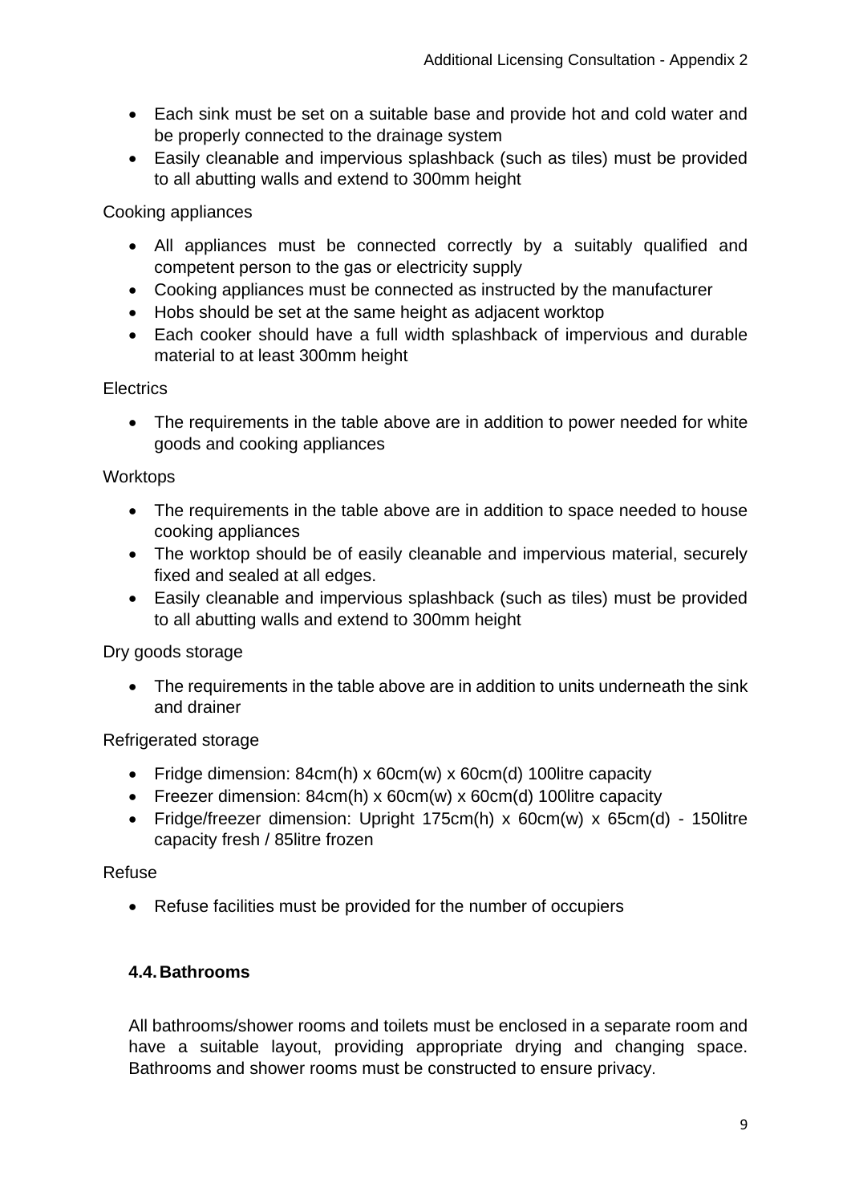- Each sink must be set on a suitable base and provide hot and cold water and be properly connected to the drainage system
- Easily cleanable and impervious splashback (such as tiles) must be provided to all abutting walls and extend to 300mm height

Cooking appliances

- All appliances must be connected correctly by a suitably qualified and competent person to the gas or electricity supply
- Cooking appliances must be connected as instructed by the manufacturer
- Hobs should be set at the same height as adjacent worktop
- Each cooker should have a full width splashback of impervious and durable material to at least 300mm height

Electrics

- The requirements in the table above are in addition to power needed for white goods and cooking appliances

Worktops

- The requirements in the table above are in addition to space needed to house cooking appliances
- The worktop should be of easily cleanable and impervious material, securely fixed and sealed at all edges.
- Easily cleanable and impervious splashback (such as tiles) must be provided to all abutting walls and extend to 300mm height

Dry goods storage

- The requirements in the table above are in addition to units underneath the sink and drainer

Refrigerated storage

- Fridge dimension: 84cm(h) x 60cm(w) x 60cm(d) 100litre capacity
- Freezer dimension: 84cm(h) x 60cm(w) x 60cm(d) 100litre capacity
- Fridge/freezer dimension: Upright 175cm(h) x 60cm(w) x 65cm(d) - 150litre capacity fresh / 85litre frozen

Refuse

- Refuse facilities must be provided for the number of occupiers

### 4.4. Bathrooms

All bathrooms/shower rooms and toilets must be enclosed in a separate room and have a suitable layout, providing appropriate drying and changing space. Bathrooms and shower rooms must be constructed to ensure privacy.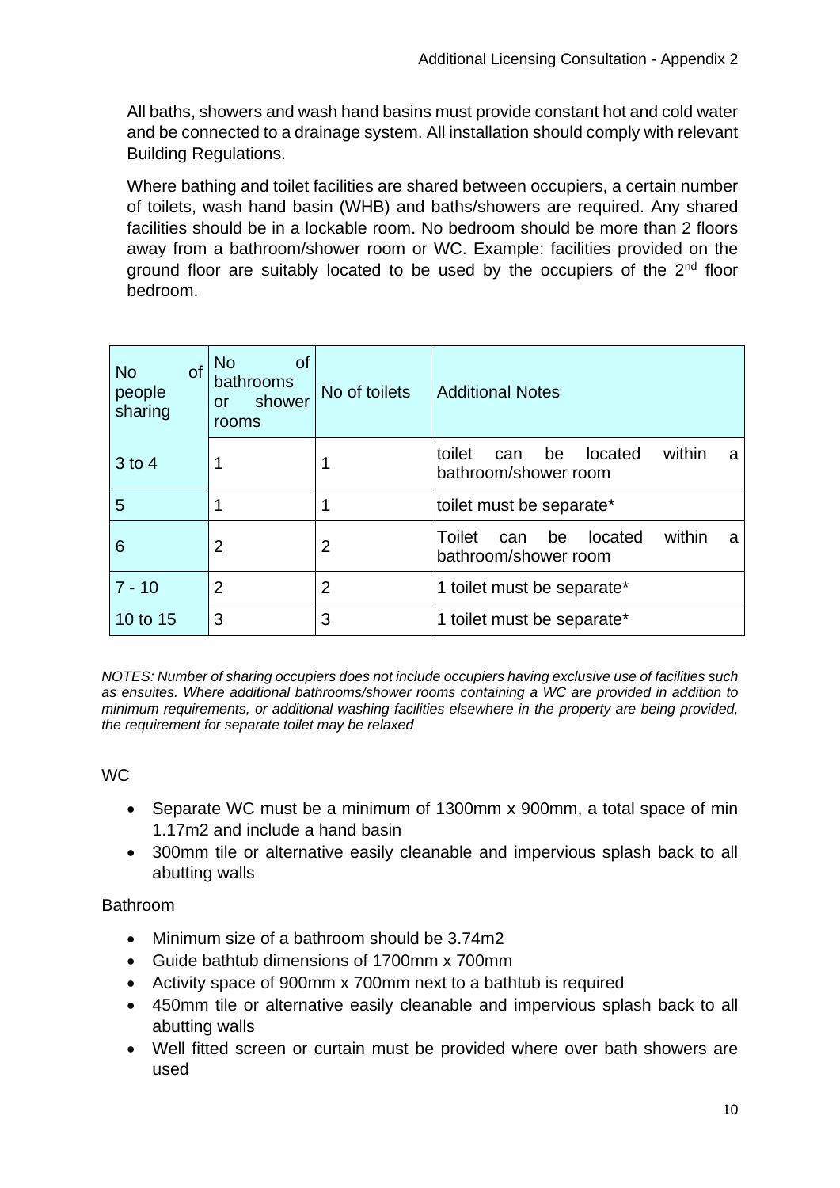All baths, showers and wash hand basins must provide constant hot and cold water and be connected to a drainage system. All installation should comply with relevant Building Regulations.

Where bathing and toilet facilities are shared between occupiers, a certain number of toilets, wash hand basin (WHB) and baths/showers are required. Any shared facilities should be in a lockable room. No bedroom should be more than 2 floors away from a bathroom/shower room or WC. Example: facilities provided on the ground floor are suitably located to be used by the occupiers of the 2nd floor bedroom.

| No of people sharing | No of bathrooms or shower rooms | No of toilets | Additional Notes |
|---|---|---|---|
| 3 to 4 | 1 | 1 | toilet can be located within a bathroom/shower room |
| 5 | 1 | 1 | toilet must be separate* |
| 6 | 2 | 2 | Toilet can be located within a bathroom/shower room |
| 7 - 10 | 2 | 2 | 1 toilet must be separate* |
| 10 to 15 | 3 | 3 | 1 toilet must be separate* |

*NOTES: Number of sharing occupiers does not include occupiers having exclusive use of facilities such as ensuites. Where additional bathrooms/shower rooms containing a WC are provided in addition to minimum requirements, or additional washing facilities elsewhere in the property are being provided, the requirement for separate toilet may be relaxed*

WC

- Separate WC must be a minimum of 1300mm x 900mm, a total space of min 1.17m2 and include a hand basin
- 300mm tile or alternative easily cleanable and impervious splash back to all abutting walls

Bathroom

- Minimum size of a bathroom should be 3.74m2
- Guide bathtub dimensions of 1700mm x 700mm
- Activity space of 900mm x 700mm next to a bathtub is required
- 450mm tile or alternative easily cleanable and impervious splash back to all abutting walls
- Well fitted screen or curtain must be provided where over bath showers are used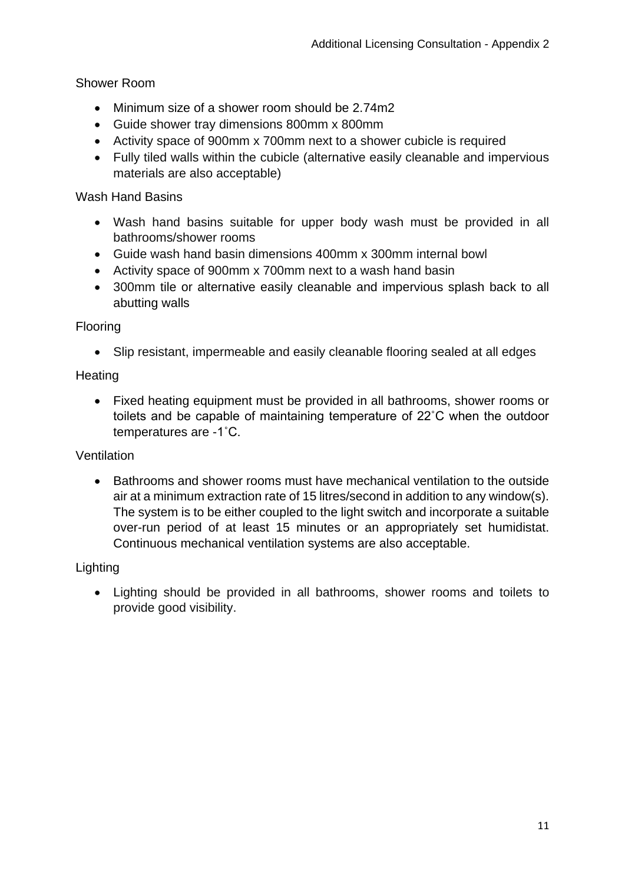### Shower Room

- Minimum size of a shower room should be 2.74m2
- Guide shower tray dimensions 800mm x 800mm
- Activity space of 900mm x 700mm next to a shower cubicle is required
- Fully tiled walls within the cubicle (alternative easily cleanable and impervious materials are also acceptable)

### Wash Hand Basins

- Wash hand basins suitable for upper body wash must be provided in all bathrooms/shower rooms
- Guide wash hand basin dimensions 400mm x 300mm internal bowl
- Activity space of 900mm x 700mm next to a wash hand basin
- 300mm tile or alternative easily cleanable and impervious splash back to all abutting walls

### Flooring

- Slip resistant, impermeable and easily cleanable flooring sealed at all edges

### Heating

- Fixed heating equipment must be provided in all bathrooms, shower rooms or toilets and be capable of maintaining temperature of 22˚C when the outdoor temperatures are -1˚C.

### Ventilation

- Bathrooms and shower rooms must have mechanical ventilation to the outside air at a minimum extraction rate of 15 litres/second in addition to any window(s). The system is to be either coupled to the light switch and incorporate a suitable over-run period of at least 15 minutes or an appropriately set humidistat. Continuous mechanical ventilation systems are also acceptable.

### Lighting

- Lighting should be provided in all bathrooms, shower rooms and toilets to provide good visibility.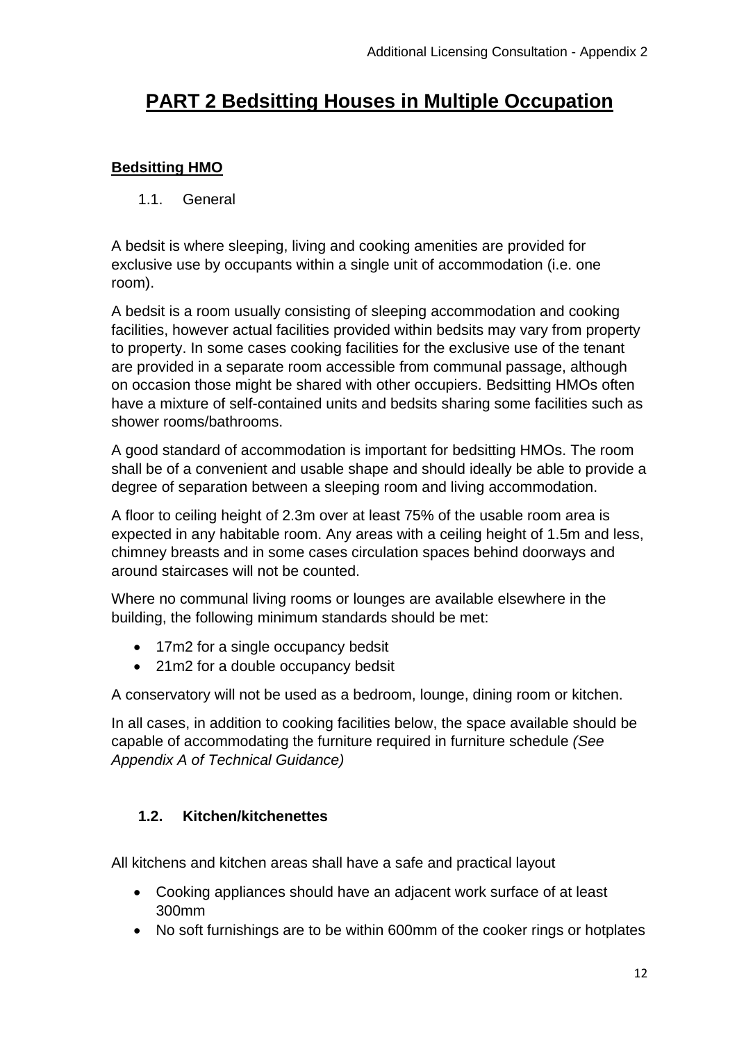# PART 2 Bedsitting Houses in Multiple Occupation

## Bedsitting HMO

1.1. General

A bedsit is where sleeping, living and cooking amenities are provided for exclusive use by occupants within a single unit of accommodation (i.e. one room).

A bedsit is a room usually consisting of sleeping accommodation and cooking facilities, however actual facilities provided within bedsits may vary from property to property. In some cases cooking facilities for the exclusive use of the tenant are provided in a separate room accessible from communal passage, although on occasion those might be shared with other occupiers. Bedsitting HMOs often have a mixture of self-contained units and bedsits sharing some facilities such as shower rooms/bathrooms.

A good standard of accommodation is important for bedsitting HMOs. The room shall be of a convenient and usable shape and should ideally be able to provide a degree of separation between a sleeping room and living accommodation.

A floor to ceiling height of 2.3m over at least 75% of the usable room area is expected in any habitable room. Any areas with a ceiling height of 1.5m and less, chimney breasts and in some cases circulation spaces behind doorways and around staircases will not be counted.

Where no communal living rooms or lounges are available elsewhere in the building, the following minimum standards should be met:

- 17m2 for a single occupancy bedsit
- 21m2 for a double occupancy bedsit

A conservatory will not be used as a bedroom, lounge, dining room or kitchen.

In all cases, in addition to cooking facilities below, the space available should be capable of accommodating the furniture required in furniture schedule *(See Appendix A of Technical Guidance)*

### 1.2. Kitchen/kitchenettes

All kitchens and kitchen areas shall have a safe and practical layout

- Cooking appliances should have an adjacent work surface of at least 300mm
- No soft furnishings are to be within 600mm of the cooker rings or hotplates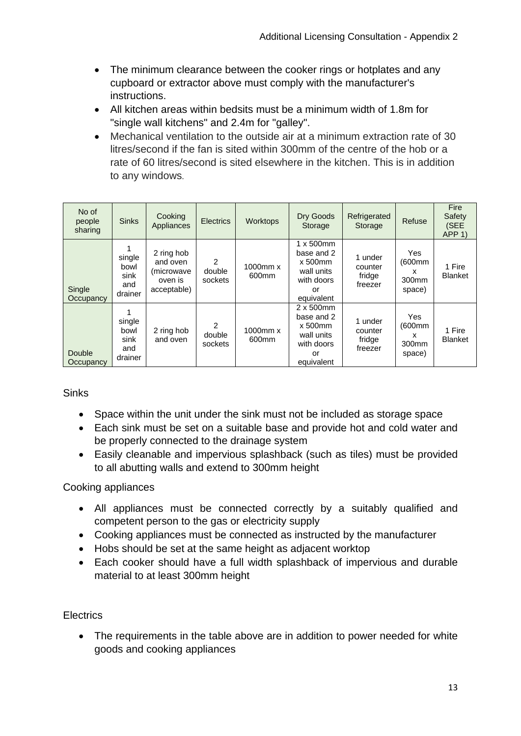- The minimum clearance between the cooker rings or hotplates and any cupboard or extractor above must comply with the manufacturer's instructions.
- All kitchen areas within bedsits must be a minimum width of 1.8m for "single wall kitchens" and 2.4m for "galley".
- Mechanical ventilation to the outside air at a minimum extraction rate of 30 litres/second if the fan is sited within 300mm of the centre of the hob or a rate of 60 litres/second is sited elsewhere in the kitchen. This is in addition to any windows.

| No of people sharing | Sinks | Cooking Appliances | Electrics | Worktops | Dry Goods Storage | Refrigerated Storage | Refuse | Fire Safety (SEE APP 1) |
|---|---|---|---|---|---|---|---|---|
| Single Occupancy | 1 single bowl sink and drainer | 2 ring hob and oven (microwave oven is acceptable) | 2 double sockets | 1000mm x 600mm | 1 x 500mm base and 2 x 500mm wall units with doors or equivalent | 1 under counter fridge freezer | Yes (600mm x 300mm space) | 1 Fire Blanket |
| Double Occupancy | 1 single bowl sink and drainer | 2 ring hob and oven | 2 double sockets | 1000mm x 600mm | 2 x 500mm base and 2 x 500mm wall units with doors or equivalent | 1 under counter fridge freezer | Yes (600mm x 300mm space) | 1 Fire Blanket |

Sinks

- Space within the unit under the sink must not be included as storage space
- Each sink must be set on a suitable base and provide hot and cold water and be properly connected to the drainage system
- Easily cleanable and impervious splashback (such as tiles) must be provided to all abutting walls and extend to 300mm height

Cooking appliances

- All appliances must be connected correctly by a suitably qualified and competent person to the gas or electricity supply
- Cooking appliances must be connected as instructed by the manufacturer
- Hobs should be set at the same height as adjacent worktop
- Each cooker should have a full width splashback of impervious and durable material to at least 300mm height

Electrics

- The requirements in the table above are in addition to power needed for white goods and cooking appliances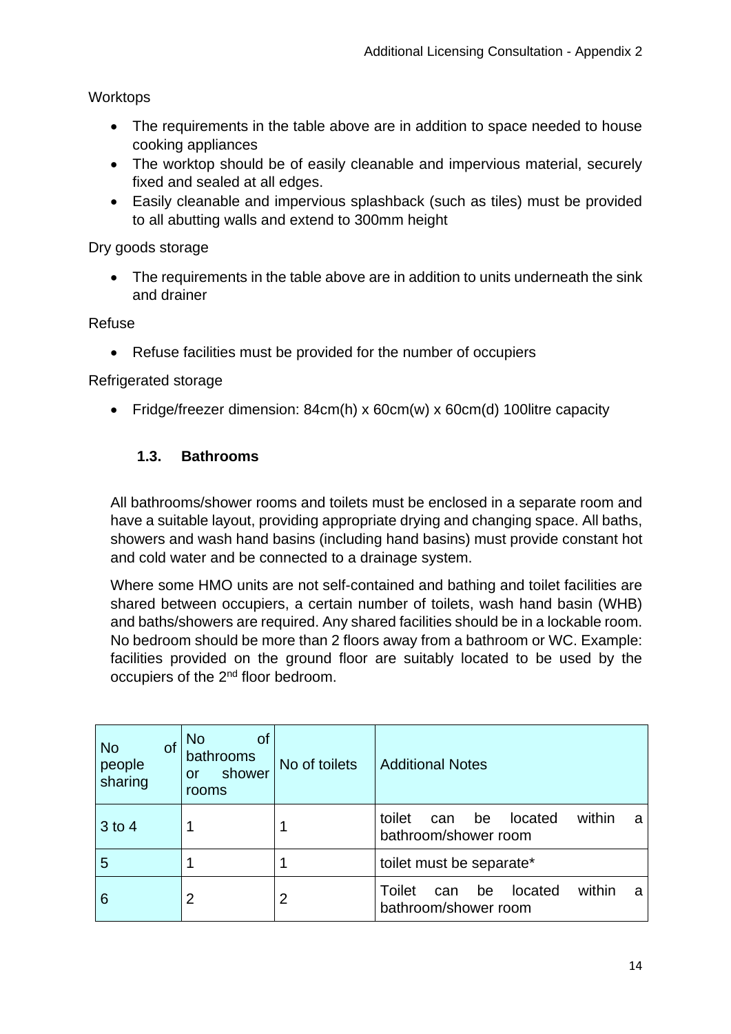Worktops

- The requirements in the table above are in addition to space needed to house cooking appliances
- The worktop should be of easily cleanable and impervious material, securely fixed and sealed at all edges.
- Easily cleanable and impervious splashback (such as tiles) must be provided to all abutting walls and extend to 300mm height

Dry goods storage

- The requirements in the table above are in addition to units underneath the sink and drainer

Refuse

- Refuse facilities must be provided for the number of occupiers

Refrigerated storage

- Fridge/freezer dimension: 84cm(h) x 60cm(w) x 60cm(d) 100litre capacity

### 1.3. Bathrooms

All bathrooms/shower rooms and toilets must be enclosed in a separate room and have a suitable layout, providing appropriate drying and changing space. All baths, showers and wash hand basins (including hand basins) must provide constant hot and cold water and be connected to a drainage system.

Where some HMO units are not self-contained and bathing and toilet facilities are shared between occupiers, a certain number of toilets, wash hand basin (WHB) and baths/showers are required. Any shared facilities should be in a lockable room. No bedroom should be more than 2 floors away from a bathroom or WC. Example: facilities provided on the ground floor are suitably located to be used by the occupiers of the 2nd floor bedroom.

| No of people sharing | No of bathrooms or shower rooms | No of toilets | Additional Notes |
|---|---|---|---|
| 3 to 4 | 1 | 1 | toilet can be located within a bathroom/shower room |
| 5 | 1 | 1 | toilet must be separate* |
| 6 | 2 | 2 | Toilet can be located within a bathroom/shower room |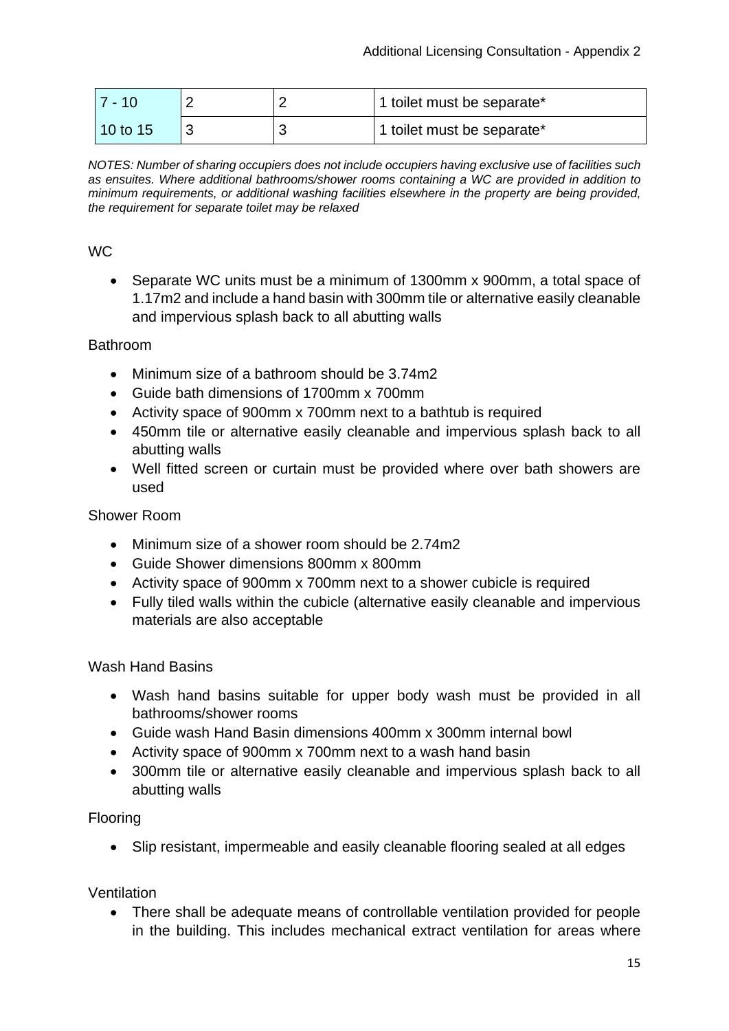| 7 - 10 | 2 | 2 | 1 toilet must be separate* |
|---|---|---|---|
| 10 to 15 | 3 | 3 | 1 toilet must be separate* |

*NOTES: Number of sharing occupiers does not include occupiers having exclusive use of facilities such as ensuites. Where additional bathrooms/shower rooms containing a WC are provided in addition to minimum requirements, or additional washing facilities elsewhere in the property are being provided, the requirement for separate toilet may be relaxed*

WC

- Separate WC units must be a minimum of 1300mm x 900mm, a total space of 1.17m2 and include a hand basin with 300mm tile or alternative easily cleanable and impervious splash back to all abutting walls

Bathroom

- Minimum size of a bathroom should be 3.74m2
- Guide bath dimensions of 1700mm x 700mm
- Activity space of 900mm x 700mm next to a bathtub is required
- 450mm tile or alternative easily cleanable and impervious splash back to all abutting walls
- Well fitted screen or curtain must be provided where over bath showers are used

Shower Room

- Minimum size of a shower room should be 2.74m2
- Guide Shower dimensions 800mm x 800mm
- Activity space of 900mm x 700mm next to a shower cubicle is required
- Fully tiled walls within the cubicle (alternative easily cleanable and impervious materials are also acceptable

Wash Hand Basins

- Wash hand basins suitable for upper body wash must be provided in all bathrooms/shower rooms
- Guide wash Hand Basin dimensions 400mm x 300mm internal bowl
- Activity space of 900mm x 700mm next to a wash hand basin
- 300mm tile or alternative easily cleanable and impervious splash back to all abutting walls

Flooring

- Slip resistant, impermeable and easily cleanable flooring sealed at all edges

Ventilation

- There shall be adequate means of controllable ventilation provided for people in the building. This includes mechanical extract ventilation for areas where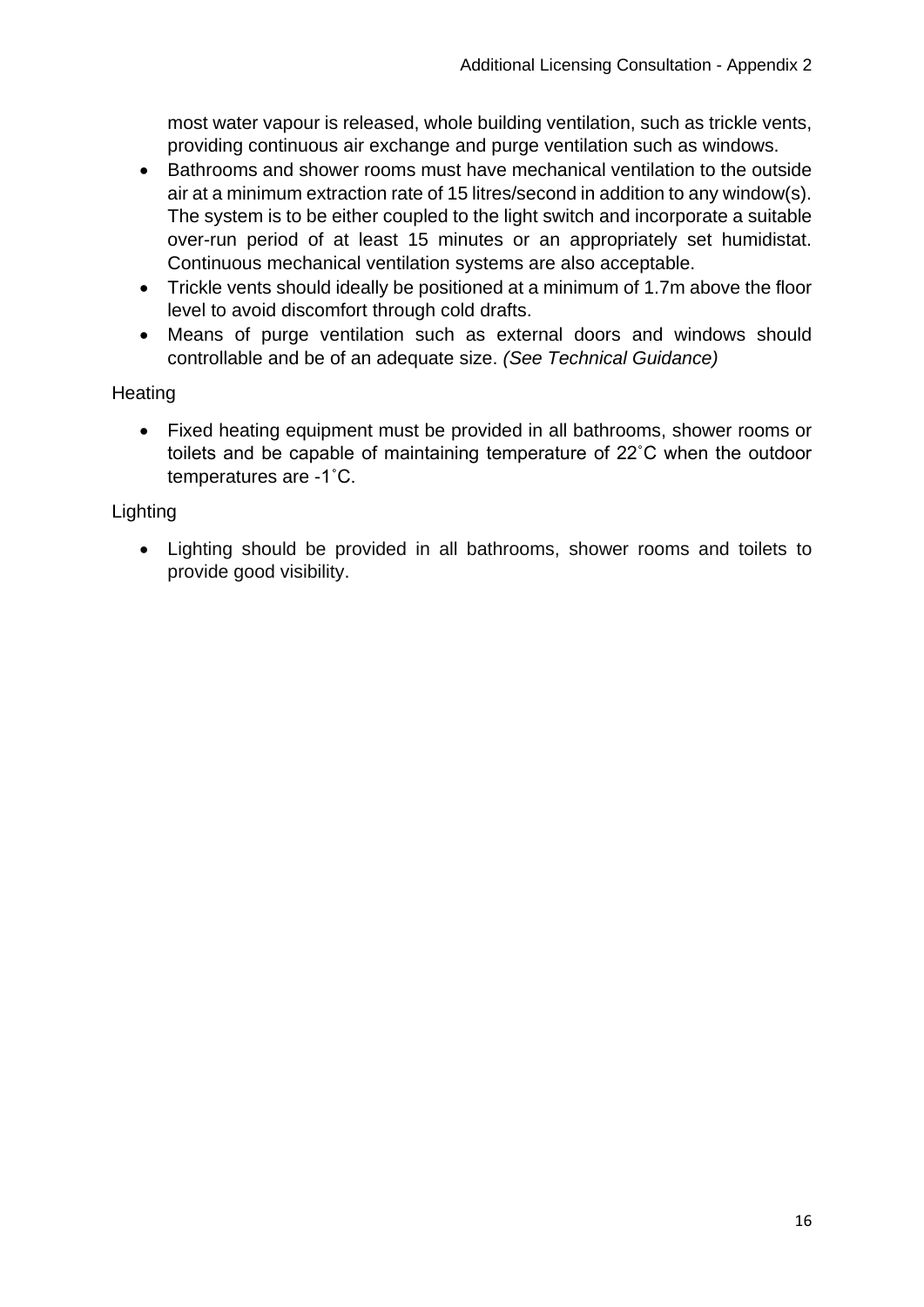most water vapour is released, whole building ventilation, such as trickle vents, providing continuous air exchange and purge ventilation such as windows.

- Bathrooms and shower rooms must have mechanical ventilation to the outside air at a minimum extraction rate of 15 litres/second in addition to any window(s). The system is to be either coupled to the light switch and incorporate a suitable over-run period of at least 15 minutes or an appropriately set humidistat. Continuous mechanical ventilation systems are also acceptable.
- Trickle vents should ideally be positioned at a minimum of 1.7m above the floor level to avoid discomfort through cold drafts.
- Means of purge ventilation such as external doors and windows should controllable and be of an adequate size. *(See Technical Guidance)*

Heating

- Fixed heating equipment must be provided in all bathrooms, shower rooms or toilets and be capable of maintaining temperature of 22˚C when the outdoor temperatures are -1˚C.

Lighting

- Lighting should be provided in all bathrooms, shower rooms and toilets to provide good visibility.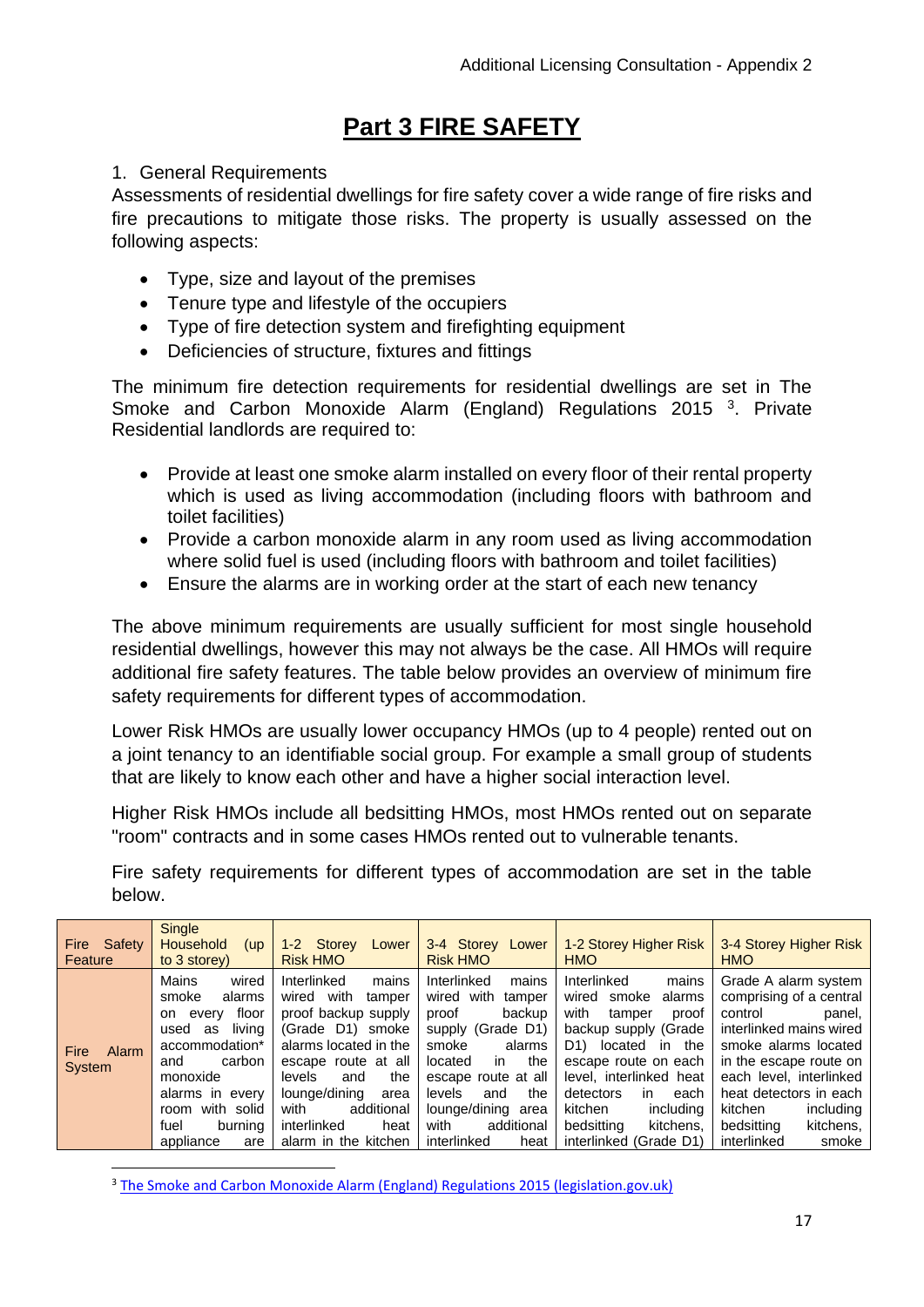# Part 3 FIRE SAFETY

1. General Requirements

Assessments of residential dwellings for fire safety cover a wide range of fire risks and fire precautions to mitigate those risks. The property is usually assessed on the following aspects:

- Type, size and layout of the premises
- Tenure type and lifestyle of the occupiers
- Type of fire detection system and firefighting equipment
- Deficiencies of structure, fixtures and fittings

The minimum fire detection requirements for residential dwellings are set in The Smoke and Carbon Monoxide Alarm (England) Regulations 2015 [3]. Private Residential landlords are required to:

- Provide at least one smoke alarm installed on every floor of their rental property which is used as living accommodation (including floors with bathroom and toilet facilities)
- Provide a carbon monoxide alarm in any room used as living accommodation where solid fuel is used (including floors with bathroom and toilet facilities)
- Ensure the alarms are in working order at the start of each new tenancy

The above minimum requirements are usually sufficient for most single household residential dwellings, however this may not always be the case. All HMOs will require additional fire safety features. The table below provides an overview of minimum fire safety requirements for different types of accommodation.

Lower Risk HMOs are usually lower occupancy HMOs (up to 4 people) rented out on a joint tenancy to an identifiable social group. For example a small group of students that are likely to know each other and have a higher social interaction level.

Higher Risk HMOs include all bedsitting HMOs, most HMOs rented out on separate "room" contracts and in some cases HMOs rented out to vulnerable tenants.

Fire safety requirements for different types of accommodation are set in the table below.

| Fire Safety Feature | Single Household (up to 3 storey) | 1-2 Storey Lower Risk HMO | 3-4 Storey Lower Risk HMO | 1-2 Storey Higher Risk HMO | 3-4 Storey Higher Risk HMO |
|---|---|---|---|---|---|
| Fire Alarm System | Mains wired smoke alarms on every floor used as living accommodation* and carbon monoxide alarms in every room with solid fuel burning appliance are | Interlinked mains wired with tamper proof backup supply (Grade D1) smoke alarms located in the escape route at all levels and the lounge/dining area with additional interlinked heat alarm in the kitchen | Interlinked mains wired with tamper proof backup supply (Grade D1) smoke alarms located in the escape route at all levels and the lounge/dining area with additional interlinked heat | Interlinked mains wired smoke alarms with tamper proof backup supply (Grade D1) located in the escape route on each level, interlinked heat detectors in each kitchen including bedsitting kitchens, interlinked (Grade D1) | Grade A alarm system comprising of a central control panel, interlinked mains wired smoke alarms located in the escape route on each level, interlinked heat detectors in each kitchen including bedsitting kitchens, interlinked smoke |

[3] The Smoke and Carbon Monoxide Alarm (England) Regulations 2015 (legislation.gov.uk)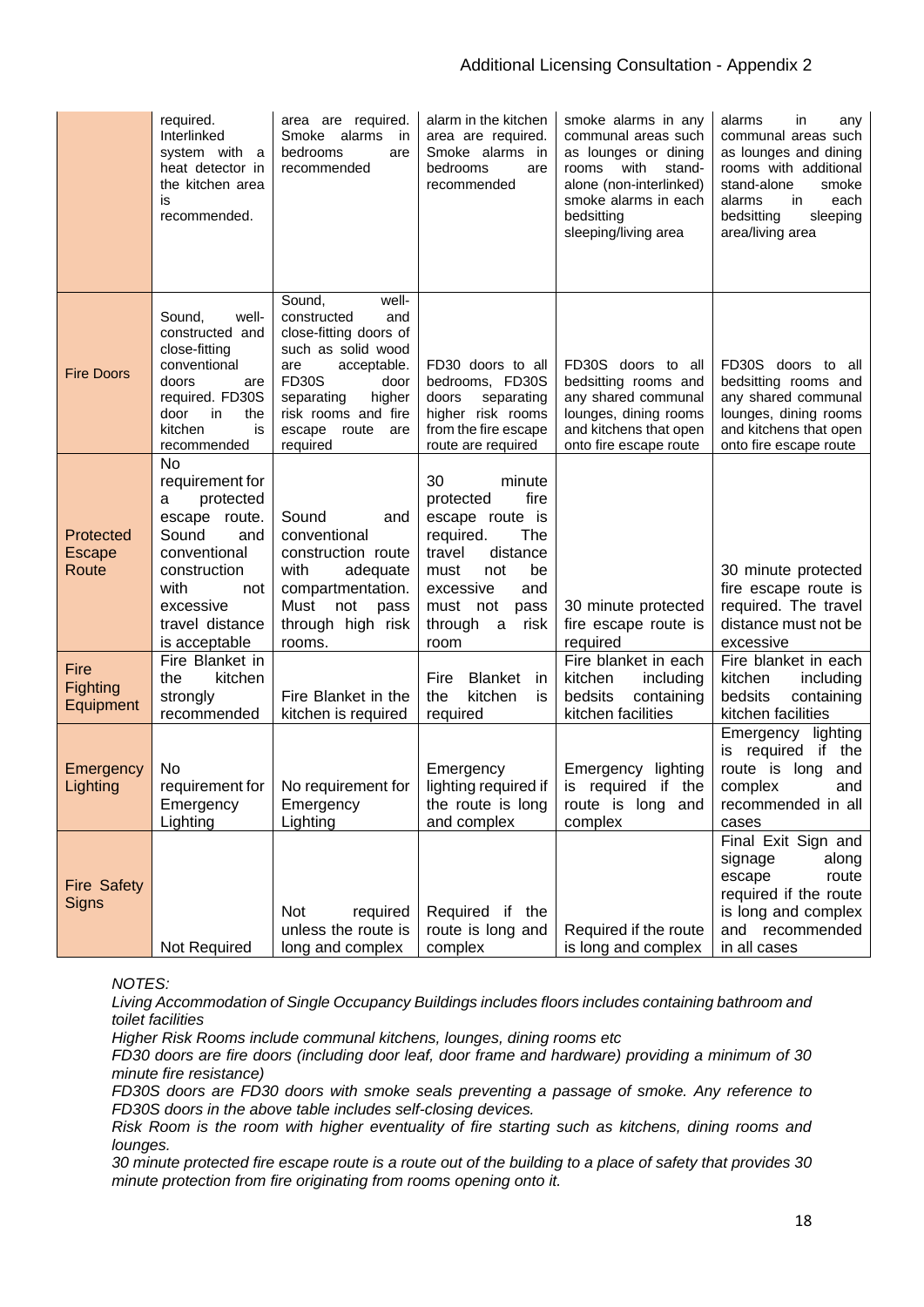| | | | | | |
|---|---|---|---|---|---|
| | required. Interlinked system with a heat detector in the kitchen area is recommended. | area are required. Smoke alarms in bedrooms are recommended | alarm in the kitchen area are required. Smoke alarms in bedrooms are recommended | smoke alarms in any communal areas such as lounges or dining rooms with stand-alone (non-interlinked) smoke alarms in each bedsitting sleeping/living area | alarms in any communal areas such as lounges and dining rooms with additional stand-alone smoke alarms in each bedsitting sleeping area/living area |
| Fire Doors | Sound, well-constructed and close-fitting conventional doors are required. FD30S door in the kitchen is recommended | Sound, well-constructed and close-fitting doors of such as solid wood are acceptable. FD30S door separating higher risk rooms and fire escape route are required | FD30 doors to all bedrooms, FD30S doors separating higher risk rooms from the fire escape route are required | FD30S doors to all bedsitting rooms and any shared communal lounges, dining rooms and kitchens that open onto fire escape route | FD30S doors to all bedsitting rooms and any shared communal lounges, dining rooms and kitchens that open onto fire escape route |
| Protected Escape Route | No requirement for a protected escape route. Sound and conventional construction with not excessive travel distance is acceptable | Sound and conventional construction route with adequate compartmentation. Must not pass through high risk rooms. | 30 minute protected fire escape route is required. The travel distance must not be excessive and must not pass through a risk room | 30 minute protected fire escape route is required | 30 minute protected fire escape route is required. The travel distance must not be excessive |
| Fire Fighting Equipment | Fire Blanket in the kitchen strongly recommended | Fire Blanket in the kitchen is required | Fire Blanket in the kitchen is required | Fire blanket in each kitchen including bedsits containing kitchen facilities | Fire blanket in each kitchen including bedsits containing kitchen facilities |
| Emergency Lighting | No requirement for Emergency Lighting | No requirement for Emergency Lighting | Emergency lighting required if the route is long and complex | Emergency lighting is required if the route is long and complex | Emergency lighting is required if the route is long and complex and recommended in all cases |
| Fire Safety Signs | Not Required | Not required unless the route is long and complex | Required if the route is long and complex | Required if the route is long and complex | Final Exit Sign and signage along escape route required if the route is long and complex and recommended in all cases |

*NOTES:*

*Living Accommodation of Single Occupancy Buildings includes floors includes containing bathroom and toilet facilities*

*Higher Risk Rooms include communal kitchens, lounges, dining rooms etc*

*FD30 doors are fire doors (including door leaf, door frame and hardware) providing a minimum of 30 minute fire resistance)*

*FD30S doors are FD30 doors with smoke seals preventing a passage of smoke. Any reference to FD30S doors in the above table includes self-closing devices.*

*Risk Room is the room with higher eventuality of fire starting such as kitchens, dining rooms and lounges.*

*30 minute protected fire escape route is a route out of the building to a place of safety that provides 30 minute protection from fire originating from rooms opening onto it.*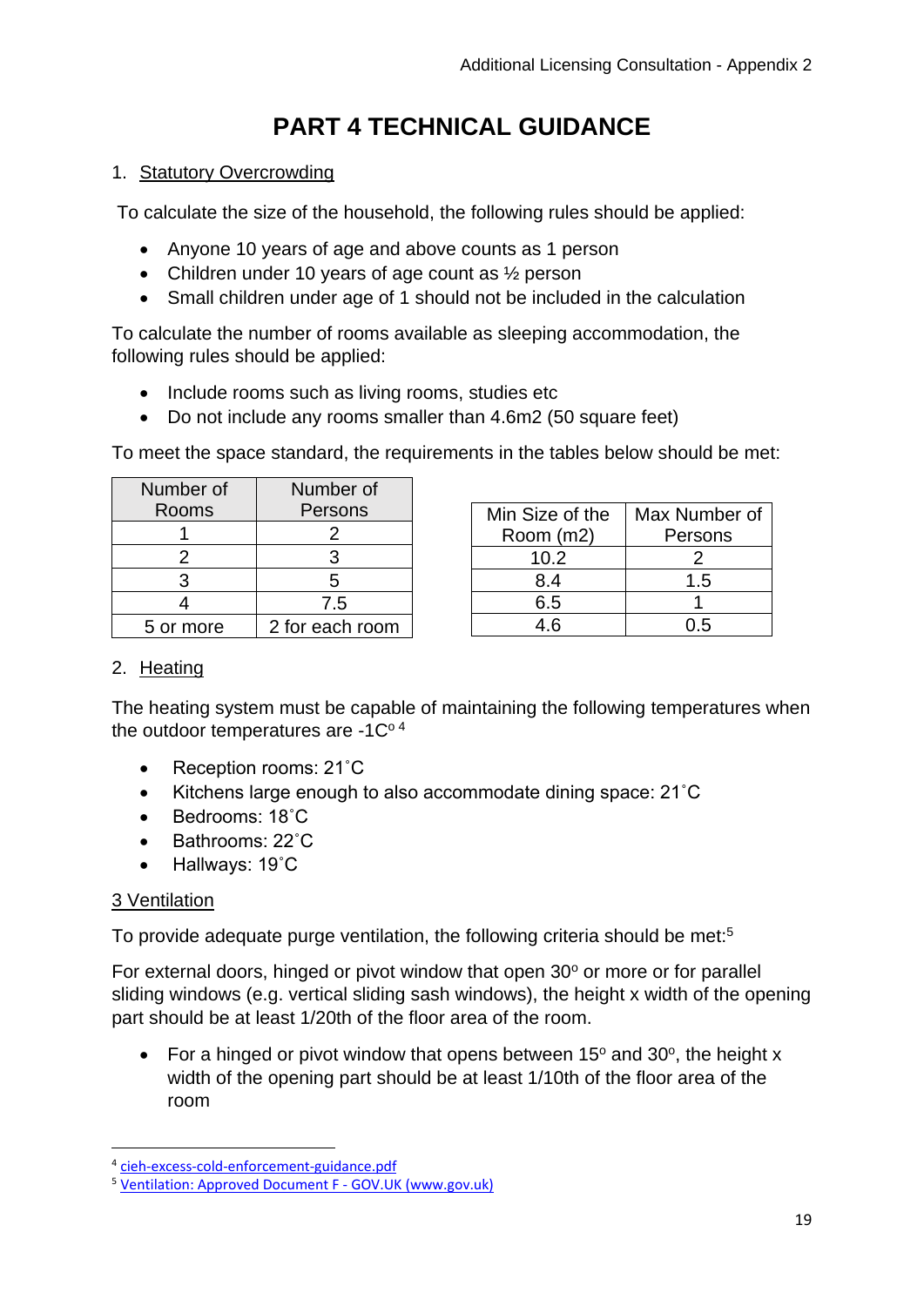# PART 4 TECHNICAL GUIDANCE

1. Statutory Overcrowding

To calculate the size of the household, the following rules should be applied:

- Anyone 10 years of age and above counts as 1 person
- Children under 10 years of age count as ½ person
- Small children under age of 1 should not be included in the calculation

To calculate the number of rooms available as sleeping accommodation, the following rules should be applied:

- Include rooms such as living rooms, studies etc
- Do not include any rooms smaller than 4.6m2 (50 square feet)

To meet the space standard, the requirements in the tables below should be met:

| Number of Rooms | Number of Persons |
|---|---|
| 1 | 2 |
| 2 | 3 |
| 3 | 5 |
| 4 | 7.5 |
| 5 or more | 2 for each room |

| Min Size of the Room (m2) | Max Number of Persons |
|---|---|
| 10.2 | 2 |
| 8.4 | 1.5 |
| 6.5 | 1 |
| 4.6 | 0.5 |

2. Heating

The heating system must be capable of maintaining the following temperatures when the outdoor temperatures are -1C°[4]

- Reception rooms: 21˚C
- Kitchens large enough to also accommodate dining space: 21˚C
- Bedrooms: 18˚C
- Bathrooms: 22˚C
- Hallways: 19˚C

3 Ventilation

To provide adequate purge ventilation, the following criteria should be met:[5]

For external doors, hinged or pivot window that open 30° or more or for parallel sliding windows (e.g. vertical sliding sash windows), the height x width of the opening part should be at least 1/20th of the floor area of the room.

- For a hinged or pivot window that opens between 15° and 30°, the height x width of the opening part should be at least 1/10th of the floor area of the room

[4] cieh-excess-cold-enforcement-guidance.pdf

[5] Ventilation: Approved Document F - GOV.UK (www.gov.uk)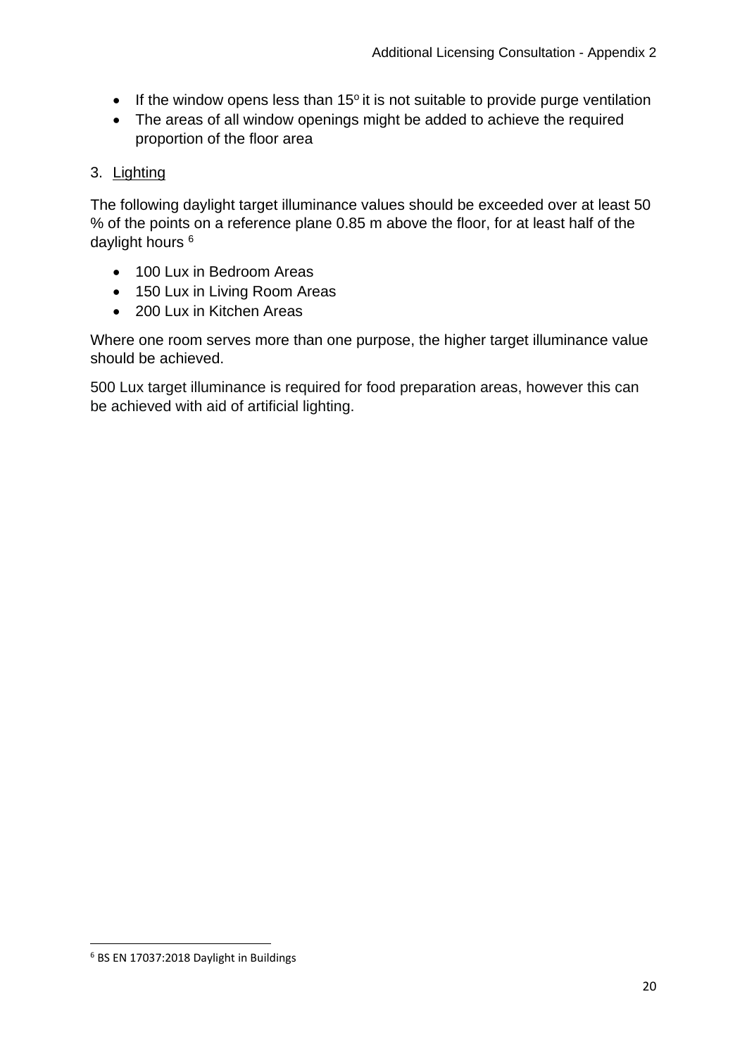- If the window opens less than 15º it is not suitable to provide purge ventilation
- The areas of all window openings might be added to achieve the required proportion of the floor area

3. Lighting

The following daylight target illuminance values should be exceeded over at least 50 % of the points on a reference plane 0.85 m above the floor, for at least half of the daylight hours [6]

- 100 Lux in Bedroom Areas
- 150 Lux in Living Room Areas
- 200 Lux in Kitchen Areas

Where one room serves more than one purpose, the higher target illuminance value should be achieved.

500 Lux target illuminance is required for food preparation areas, however this can be achieved with aid of artificial lighting.

---

[6] BS EN 17037:2018 Daylight in Buildings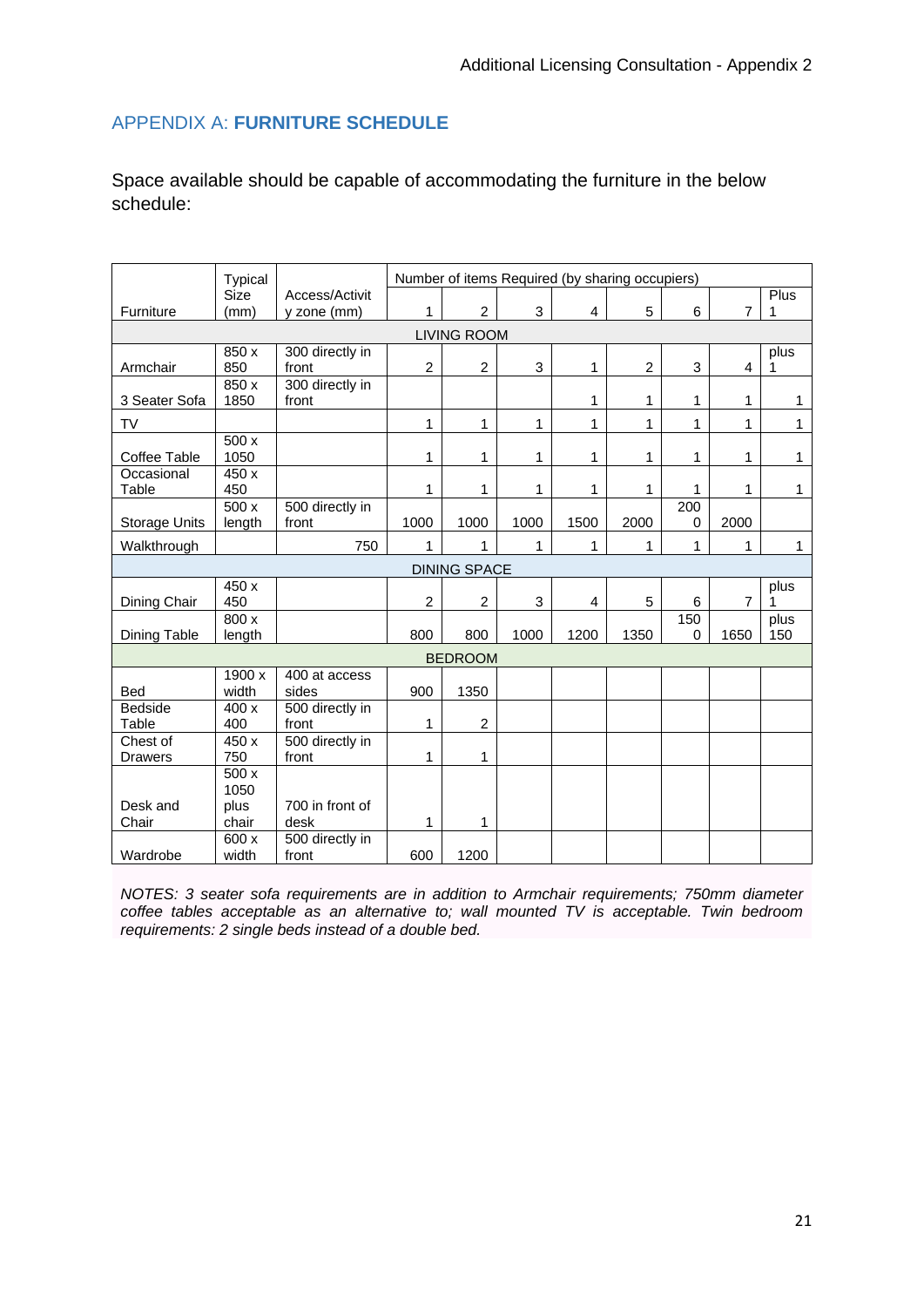## APPENDIX A: **FURNITURE SCHEDULE**

Space available should be capable of accommodating the furniture in the below schedule:

| Furniture | Typical Size (mm) | Access/Activity zone (mm) | Number of items Required (by sharing occupiers) | | | | | | | |
|---|---|---|---|---|---|---|---|---|---|---|
| | | | 1 | 2 | 3 | 4 | 5 | 6 | 7 | Plus 1 |
| **LIVING ROOM** | | | | | | | | | | |
| Armchair | 850 x 850 | 300 directly in front | 2 | 2 | 3 | 1 | 2 | 3 | 4 | plus 1 |
| 3 Seater Sofa | 850 x 1850 | 300 directly in front | | | | 1 | 1 | 1 | 1 | 1 |
| TV | | | 1 | 1 | 1 | 1 | 1 | 1 | 1 | 1 |
| Coffee Table | 500 x 1050 | | 1 | 1 | 1 | 1 | 1 | 1 | 1 | 1 |
| Occasional Table | 450 x 450 | | 1 | 1 | 1 | 1 | 1 | 1 | 1 | 1 |
| Storage Units | 500 x length | 500 directly in front | 1000 | 1000 | 1000 | 1500 | 2000 | 2000 | 2000 | |
| Walkthrough | | 750 | 1 | 1 | 1 | 1 | 1 | 1 | 1 | 1 |
| **DINING SPACE** | | | | | | | | | | |
| Dining Chair | 450 x 450 | | 2 | 2 | 3 | 4 | 5 | 6 | 7 | plus 1 |
| Dining Table | 800 x length | | 800 | 800 | 1000 | 1200 | 1350 | 1500 | 1650 | plus 150 |
| **BEDROOM** | | | | | | | | | | |
| Bed | 1900 x width | 400 at access sides | 900 | 1350 | | | | | | |
| Bedside Table | 400 x 400 | 500 directly in front | 1 | 2 | | | | | | |
| Chest of Drawers | 450 x 750 | 500 directly in front | 1 | 1 | | | | | | |
| Desk and Chair | 500 x 1050 plus chair | 700 in front of desk | 1 | 1 | | | | | | |
| Wardrobe | 600 x width | 500 directly in front | 600 | 1200 | | | | | | |

*NOTES: 3 seater sofa requirements are in addition to Armchair requirements; 750mm diameter coffee tables acceptable as an alternative to; wall mounted TV is acceptable. Twin bedroom requirements: 2 single beds instead of a double bed.*